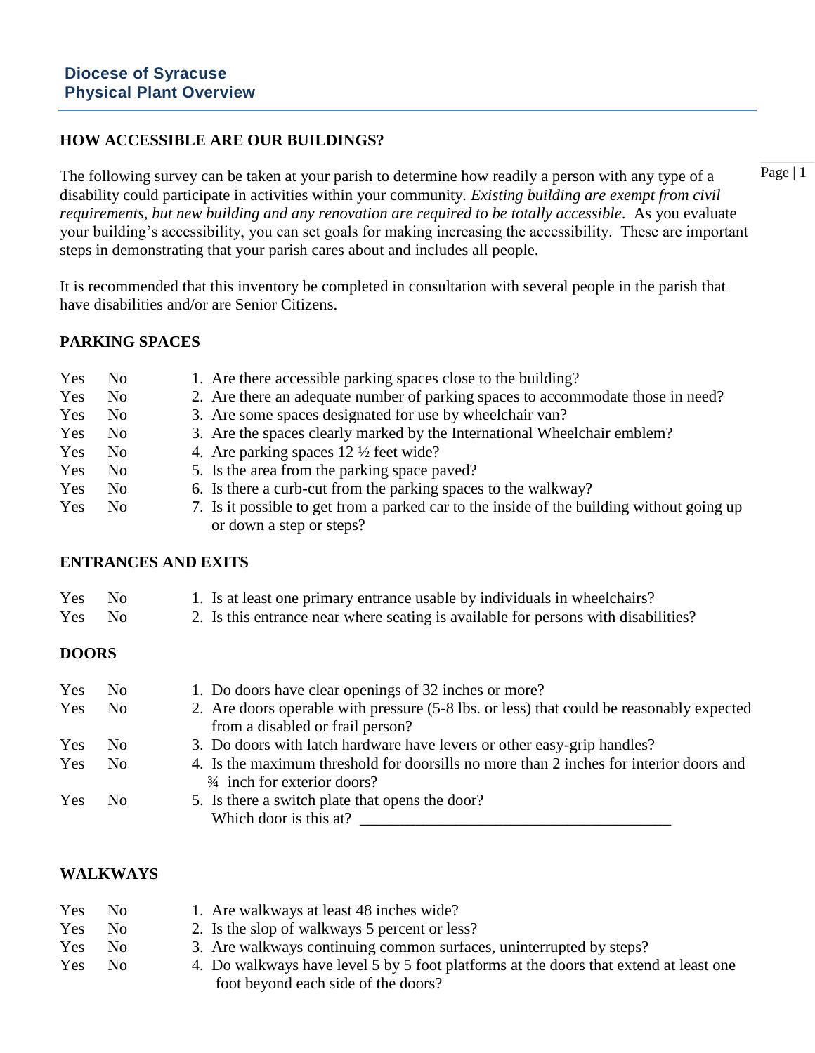**Diocese of Syracuse**
**Physical Plant Overview**

## HOW ACCESSIBLE ARE OUR BUILDINGS?

The following survey can be taken at your parish to determine how readily a person with any type of a disability could participate in activities within your community. *Existing building are exempt from civil requirements, but new building and any renovation are required to be totally accessible*. As you evaluate your building's accessibility, you can set goals for making increasing the accessibility. These are important steps in demonstrating that your parish cares about and includes all people.

It is recommended that this inventory be completed in consultation with several people in the parish that have disabilities and/or are Senior Citizens.

### PARKING SPACES

Yes No 1. Are there accessible parking spaces close to the building?
Yes No 2. Are there an adequate number of parking spaces to accommodate those in need?
Yes No 3. Are some spaces designated for use by wheelchair van?
Yes No 3. Are the spaces clearly marked by the International Wheelchair emblem?
Yes No 4. Are parking spaces 12 ½ feet wide?
Yes No 5. Is the area from the parking space paved?
Yes No 6. Is there a curb-cut from the parking spaces to the walkway?
Yes No 7. Is it possible to get from a parked car to the inside of the building without going up or down a step or steps?

### ENTRANCES AND EXITS

Yes No 1. Is at least one primary entrance usable by individuals in wheelchairs?
Yes No 2. Is this entrance near where seating is available for persons with disabilities?

### DOORS

Yes No 1. Do doors have clear openings of 32 inches or more?
Yes No 2. Are doors operable with pressure (5-8 lbs. or less) that could be reasonably expected from a disabled or frail person?
Yes No 3. Do doors with latch hardware have levers or other easy-grip handles?
Yes No 4. Is the maximum threshold for doorsills no more than 2 inches for interior doors and ¾ inch for exterior doors?
Yes No 5. Is there a switch plate that opens the door?
Which door is this at? ________________________________________

### WALKWAYS

Yes No 1. Are walkways at least 48 inches wide?
Yes No 2. Is the slop of walkways 5 percent or less?
Yes No 3. Are walkways continuing common surfaces, uninterrupted by steps?
Yes No 4. Do walkways have level 5 by 5 foot platforms at the doors that extend at least one foot beyond each side of the doors?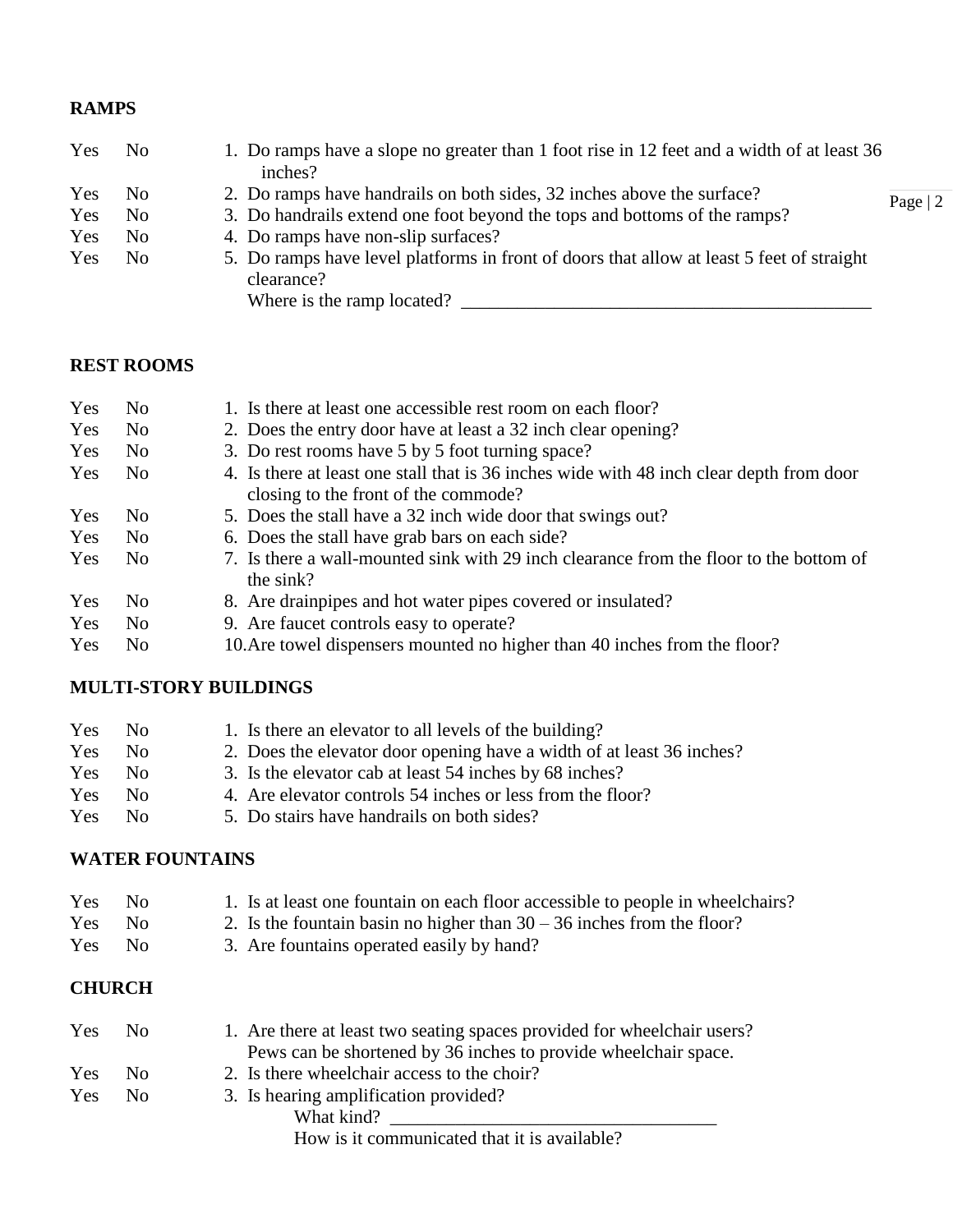## RAMPS

Yes No 1. Do ramps have a slope no greater than 1 foot rise in 12 feet and a width of at least 36 inches?

Yes No 2. Do ramps have handrails on both sides, 32 inches above the surface?

Yes No 3. Do handrails extend one foot beyond the tops and bottoms of the ramps?

Yes No 4. Do ramps have non-slip surfaces?

Yes No 5. Do ramps have level platforms in front of doors that allow at least 5 feet of straight clearance?

Where is the ramp located? _____________________________________________

## REST ROOMS

Yes No 1. Is there at least one accessible rest room on each floor?

Yes No 2. Does the entry door have at least a 32 inch clear opening?

Yes No 3. Do rest rooms have 5 by 5 foot turning space?

Yes No 4. Is there at least one stall that is 36 inches wide with 48 inch clear depth from door closing to the front of the commode?

Yes No 5. Does the stall have a 32 inch wide door that swings out?

Yes No 6. Does the stall have grab bars on each side?

Yes No 7. Is there a wall-mounted sink with 29 inch clearance from the floor to the bottom of the sink?

Yes No 8. Are drainpipes and hot water pipes covered or insulated?

Yes No 9. Are faucet controls easy to operate?

Yes No 10. Are towel dispensers mounted no higher than 40 inches from the floor?

## MULTI-STORY BUILDINGS

Yes No 1. Is there an elevator to all levels of the building?

Yes No 2. Does the elevator door opening have a width of at least 36 inches?

Yes No 3. Is the elevator cab at least 54 inches by 68 inches?

Yes No 4. Are elevator controls 54 inches or less from the floor?

Yes No 5. Do stairs have handrails on both sides?

## WATER FOUNTAINS

Yes No 1. Is at least one fountain on each floor accessible to people in wheelchairs?

Yes No 2. Is the fountain basin no higher than 30 – 36 inches from the floor?

Yes No 3. Are fountains operated easily by hand?

## CHURCH

Yes No 1. Are there at least two seating spaces provided for wheelchair users?
Pews can be shortened by 36 inches to provide wheelchair space.

Yes No 2. Is there wheelchair access to the choir?

Yes No 3. Is hearing amplification provided?

What kind? ___________________________________

How is it communicated that it is available?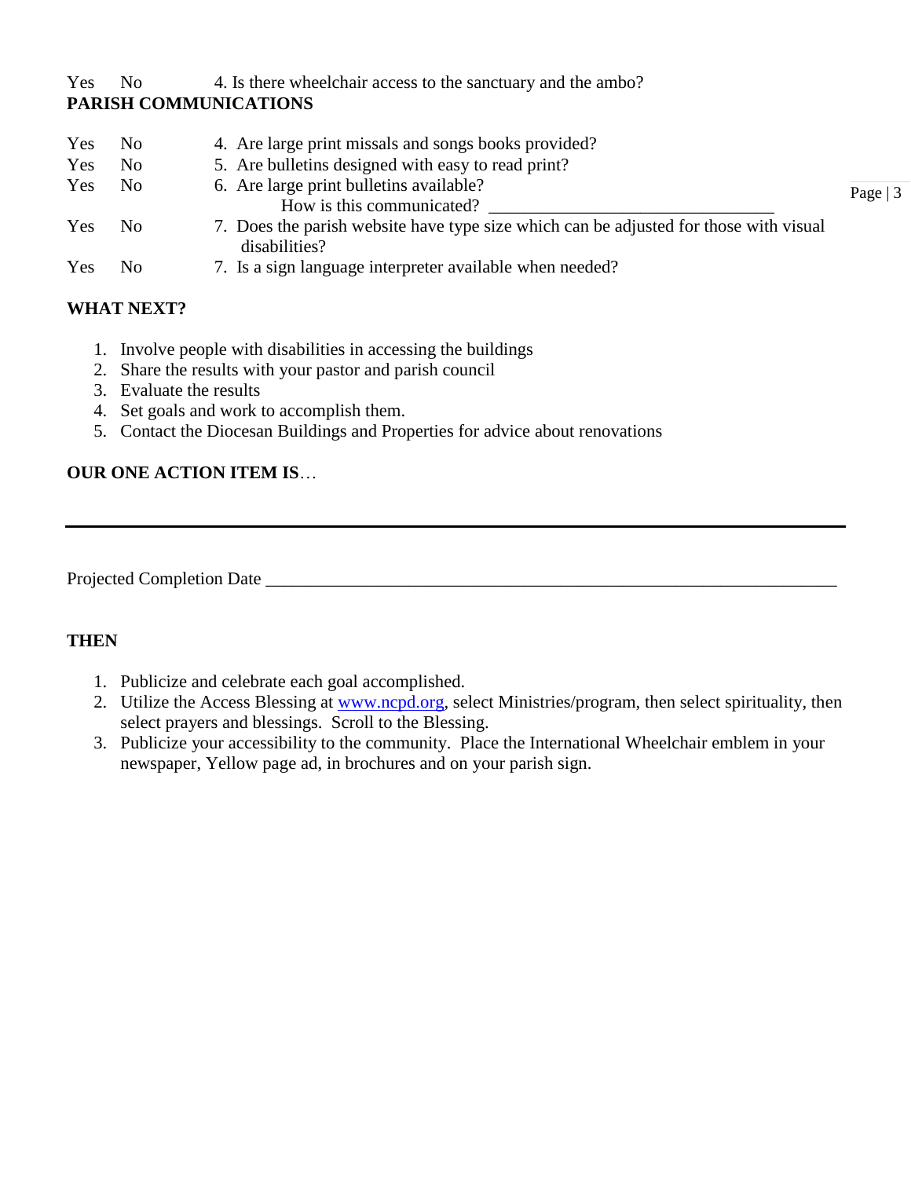Yes No 4. Is there wheelchair access to the sanctuary and the ambo?

**PARISH COMMUNICATIONS**

Yes No 4. Are large print missals and songs books provided?

Yes No 5. Are bulletins designed with easy to read print?

Yes No 6. Are large print bulletins available?
How is this communicated? ________________________________

Yes No 7. Does the parish website have type size which can be adjusted for those with visual disabilities?

Yes No 7. Is a sign language interpreter available when needed?

**WHAT NEXT?**

1. Involve people with disabilities in accessing the buildings
2. Share the results with your pastor and parish council
3. Evaluate the results
4. Set goals and work to accomplish them.
5. Contact the Diocesan Buildings and Properties for advice about renovations

**OUR ONE ACTION ITEM IS**…

---

Projected Completion Date ________________________________________________________________

**THEN**

1. Publicize and celebrate each goal accomplished.
2. Utilize the Access Blessing at www.ncpd.org, select Ministries/program, then select spirituality, then select prayers and blessings. Scroll to the Blessing.
3. Publicize your accessibility to the community. Place the International Wheelchair emblem in your newspaper, Yellow page ad, in brochures and on your parish sign.